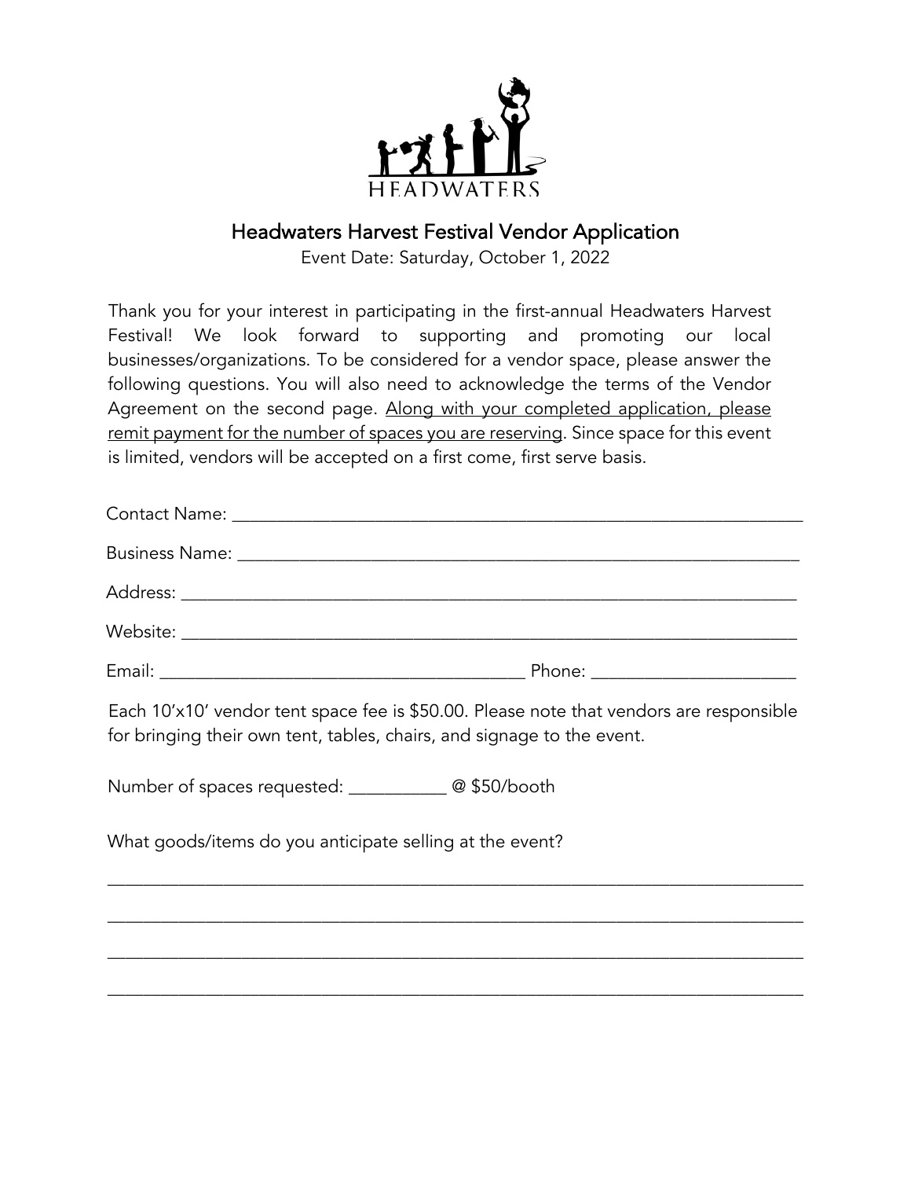HEADWATERS

# Headwaters Harvest Festival Vendor Application

Event Date: Saturday, October 1, 2022

Thank you for your interest in participating in the first-annual Headwaters Harvest Festival! We look forward to supporting and promoting our local businesses/organizations. To be considered for a vendor space, please answer the following questions. You will also need to acknowledge the terms of the Vendor Agreement on the second page. <u>Along with your completed application, please remit payment for the number of spaces you are reserving</u>. Since space for this event is limited, vendors will be accepted on a first come, first serve basis.

Contact Name: ______________________________________________________________

Business Name: _____________________________________________________________

Address: ___________________________________________________________________

Website: ___________________________________________________________________

Email: ____________________________________ Phone: ____________________

Each 10'x10' vendor tent space fee is $50.00. Please note that vendors are responsible for bringing their own tent, tables, chairs, and signage to the event.

Number of spaces requested: __________ @ $50/booth

What goods/items do you anticipate selling at the event?

____________________________________________________________________________

____________________________________________________________________________

____________________________________________________________________________

____________________________________________________________________________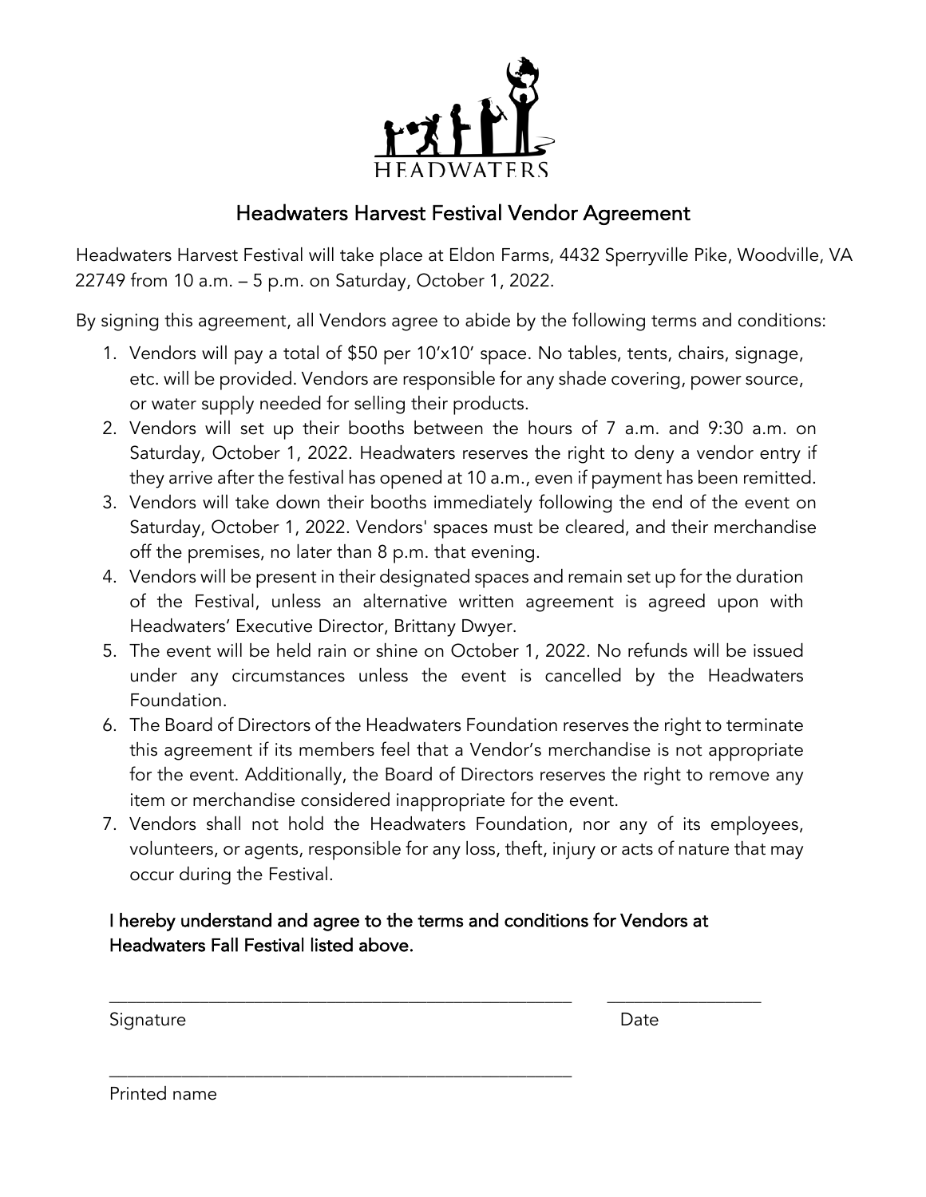HEADWATERS

# Headwaters Harvest Festival Vendor Agreement

Headwaters Harvest Festival will take place at Eldon Farms, 4432 Sperryville Pike, Woodville, VA 22749 from 10 a.m. – 5 p.m. on Saturday, October 1, 2022.

By signing this agreement, all Vendors agree to abide by the following terms and conditions:

1. Vendors will pay a total of $50 per 10'x10' space. No tables, tents, chairs, signage, etc. will be provided. Vendors are responsible for any shade covering, power source, or water supply needed for selling their products.
2. Vendors will set up their booths between the hours of 7 a.m. and 9:30 a.m. on Saturday, October 1, 2022. Headwaters reserves the right to deny a vendor entry if they arrive after the festival has opened at 10 a.m., even if payment has been remitted.
3. Vendors will take down their booths immediately following the end of the event on Saturday, October 1, 2022. Vendors' spaces must be cleared, and their merchandise off the premises, no later than 8 p.m. that evening.
4. Vendors will be present in their designated spaces and remain set up for the duration of the Festival, unless an alternative written agreement is agreed upon with Headwaters' Executive Director, Brittany Dwyer.
5. The event will be held rain or shine on October 1, 2022. No refunds will be issued under any circumstances unless the event is cancelled by the Headwaters Foundation.
6. The Board of Directors of the Headwaters Foundation reserves the right to terminate this agreement if its members feel that a Vendor's merchandise is not appropriate for the event. Additionally, the Board of Directors reserves the right to remove any item or merchandise considered inappropriate for the event.
7. Vendors shall not hold the Headwaters Foundation, nor any of its employees, volunteers, or agents, responsible for any loss, theft, injury or acts of nature that may occur during the Festival.

**I hereby understand and agree to the terms and conditions for Vendors at Headwaters Fall Festival listed above.**

_____________________________________________ _______________

Signature Date

_____________________________________________

Printed name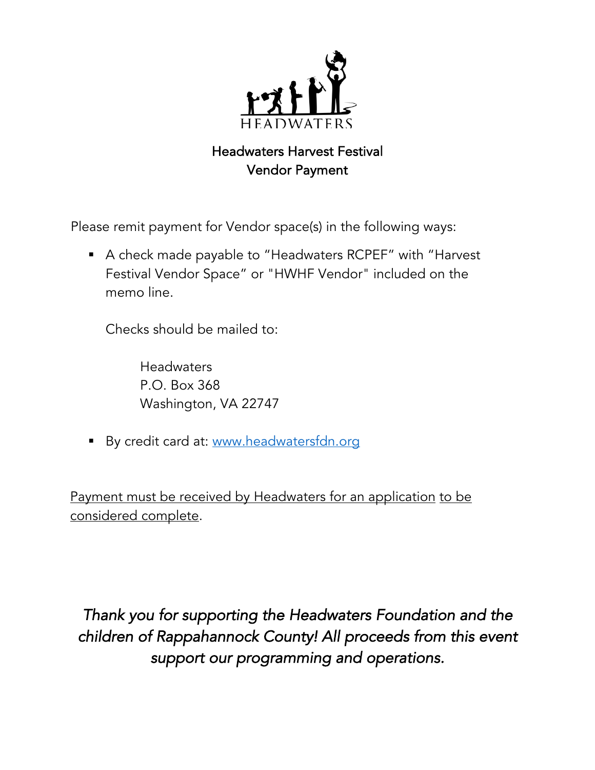HEADWATERS

## Headwaters Harvest Festival
## Vendor Payment

Please remit payment for Vendor space(s) in the following ways:

- A check made payable to "Headwaters RCPEF" with "Harvest Festival Vendor Space" or "HWHF Vendor" included on the memo line.

  Checks should be mailed to:

  Headwaters
  P.O. Box 368
  Washington, VA 22747

- By credit card at: www.headwatersfdn.org

Payment must be received by Headwaters for an application to be considered complete.

*Thank you for supporting the Headwaters Foundation and the children of Rappahannock County! All proceeds from this event support our programming and operations.*